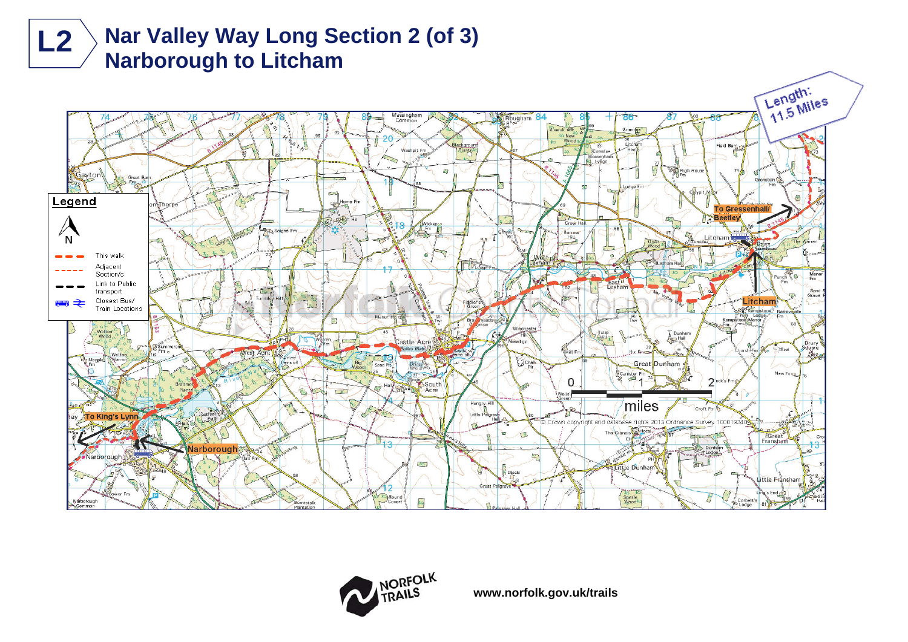# L2 Nar Valley Way Long Section 2 (of 3)
## Narborough to Litcham

Length: 11.5 Miles

**Legend**

- This walk
- Adjacent Section/s
- Link to Public transport
- Closest Bus/ Train Locations

To King's Lynn

Narborough

To Gressenhall/ Beetley

Litcham

© Crown copyright and database rights 2013 Ordnance Survey 100019340

www.norfolk.gov.uk/trails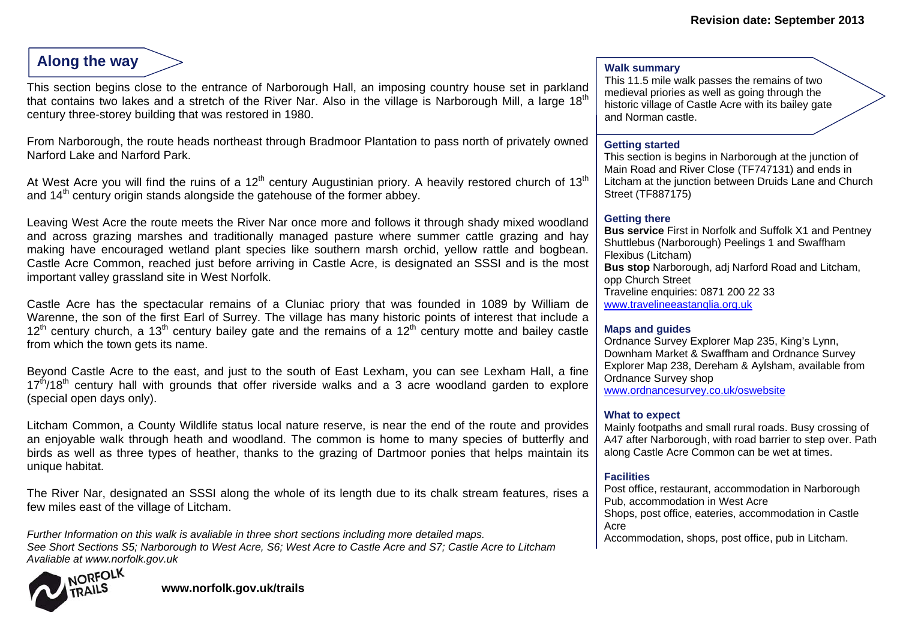Revision date: September 2013

## Along the way

This section begins close to the entrance of Narborough Hall, an imposing country house set in parkland that contains two lakes and a stretch of the River Nar. Also in the village is Narborough Mill, a large 18th century three-storey building that was restored in 1980.

From Narborough, the route heads northeast through Bradmoor Plantation to pass north of privately owned Narford Lake and Narford Park.

At West Acre you will find the ruins of a 12th century Augustinian priory. A heavily restored church of 13th and 14th century origin stands alongside the gatehouse of the former abbey.

Leaving West Acre the route meets the River Nar once more and follows it through shady mixed woodland and across grazing marshes and traditionally managed pasture where summer cattle grazing and hay making have encouraged wetland plant species like southern marsh orchid, yellow rattle and bogbean. Castle Acre Common, reached just before arriving in Castle Acre, is designated an SSSI and is the most important valley grassland site in West Norfolk.

Castle Acre has the spectacular remains of a Cluniac priory that was founded in 1089 by William de Warenne, the son of the first Earl of Surrey. The village has many historic points of interest that include a 12th century church, a 13th century bailey gate and the remains of a 12th century motte and bailey castle from which the town gets its name.

Beyond Castle Acre to the east, and just to the south of East Lexham, you can see Lexham Hall, a fine 17th/18th century hall with grounds that offer riverside walks and a 3 acre woodland garden to explore (special open days only).

Litcham Common, a County Wildlife status local nature reserve, is near the end of the route and provides an enjoyable walk through heath and woodland. The common is home to many species of butterfly and birds as well as three types of heather, thanks to the grazing of Dartmoor ponies that helps maintain its unique habitat.

The River Nar, designated an SSSI along the whole of its length due to its chalk stream features, rises a few miles east of the village of Litcham.

*Further Information on this walk is avaliable in three short sections including more detailed maps.*
*See Short Sections S5; Narborough to West Acre, S6; West Acre to Castle Acre and S7; Castle Acre to Litcham*
*Avaliable at www.norfolk.gov.uk*

NORFOLK TRAILS

**www.norfolk.gov.uk/trails**

### Walk summary

This 11.5 mile walk passes the remains of two medieval priories as well as going through the historic village of Castle Acre with its bailey gate and Norman castle.

### Getting started

This section is begins in Narborough at the junction of Main Road and River Close (TF747131) and ends in Litcham at the junction between Druids Lane and Church Street (TF887175)

### Getting there

**Bus service** First in Norfolk and Suffolk X1 and Pentney Shuttlebus (Narborough) Peelings 1 and Swaffham Flexibus (Litcham)
**Bus stop** Narborough, adj Narford Road and Litcham, opp Church Street
Traveline enquiries: 0871 200 22 33
www.travelineeastanglia.org.uk

### Maps and guides

Ordnance Survey Explorer Map 235, King's Lynn, Downham Market & Swaffham and Ordnance Survey Explorer Map 238, Dereham & Aylsham, available from Ordnance Survey shop
www.ordnancesurvey.co.uk/oswebsite

### What to expect

Mainly footpaths and small rural roads. Busy crossing of A47 after Narborough, with road barrier to step over. Path along Castle Acre Common can be wet at times.

### Facilities

Post office, restaurant, accommodation in Narborough
Pub, accommodation in West Acre
Shops, post office, eateries, accommodation in Castle Acre
Accommodation, shops, post office, pub in Litcham.